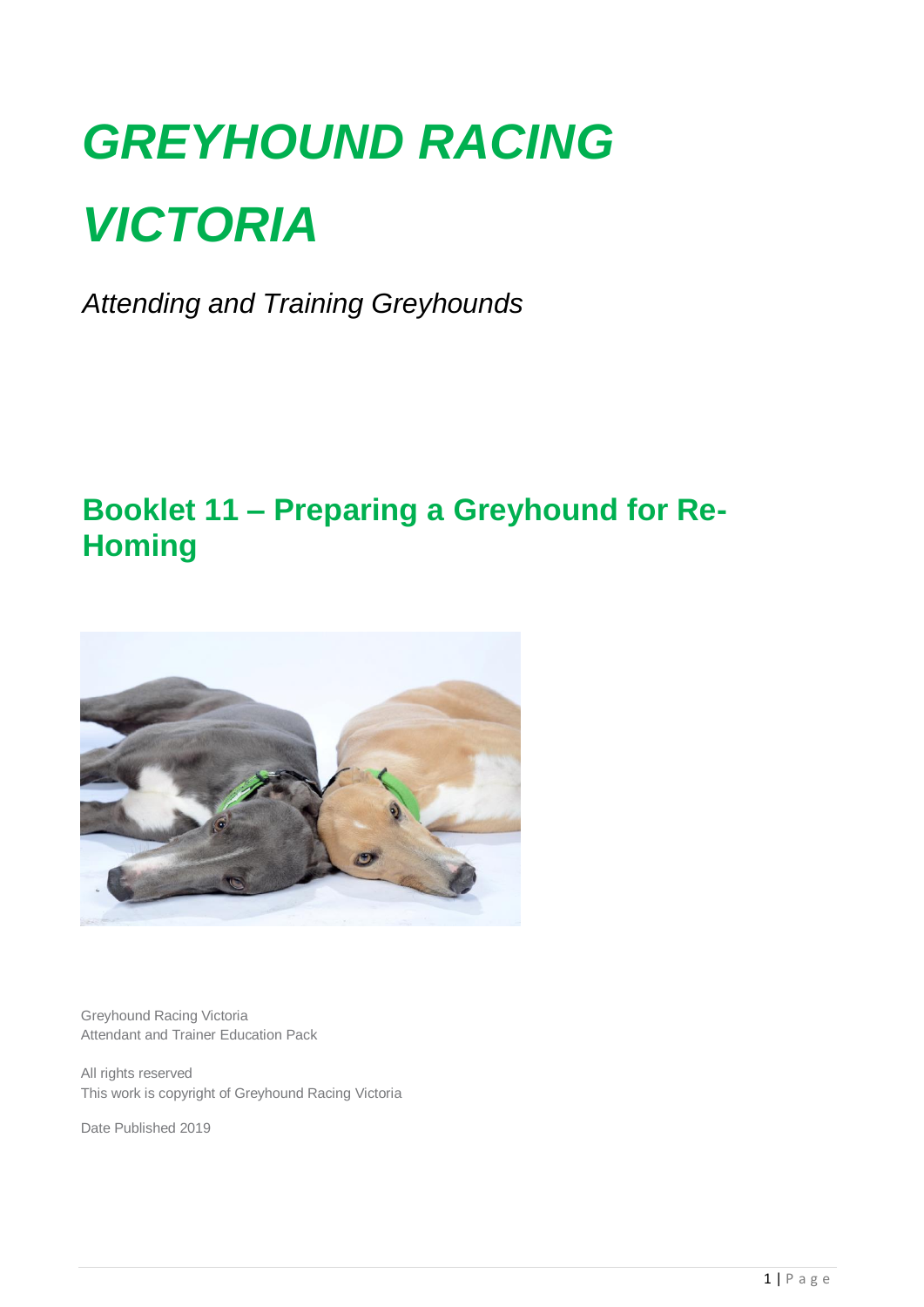# *GREYHOUND RACING VICTORIA*

*Attending and Training Greyhounds*

## Booklet 11 – Preparing a Greyhound for Re-Homing

Greyhound Racing Victoria
Attendant and Trainer Education Pack

All rights reserved
This work is copyright of Greyhound Racing Victoria

Date Published 2019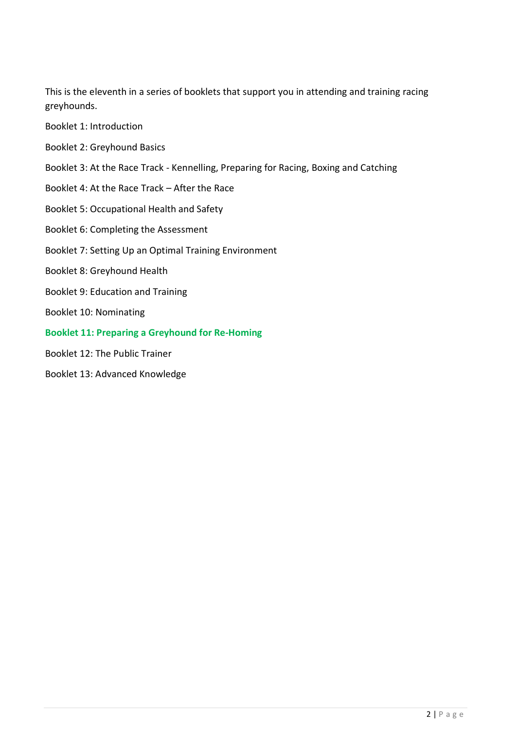This is the eleventh in a series of booklets that support you in attending and training racing greyhounds.

Booklet 1: Introduction

Booklet 2: Greyhound Basics

Booklet 3: At the Race Track - Kennelling, Preparing for Racing, Boxing and Catching

Booklet 4: At the Race Track – After the Race

Booklet 5: Occupational Health and Safety

Booklet 6: Completing the Assessment

Booklet 7: Setting Up an Optimal Training Environment

Booklet 8: Greyhound Health

Booklet 9: Education and Training

Booklet 10: Nominating

**Booklet 11: Preparing a Greyhound for Re-Homing**

Booklet 12: The Public Trainer

Booklet 13: Advanced Knowledge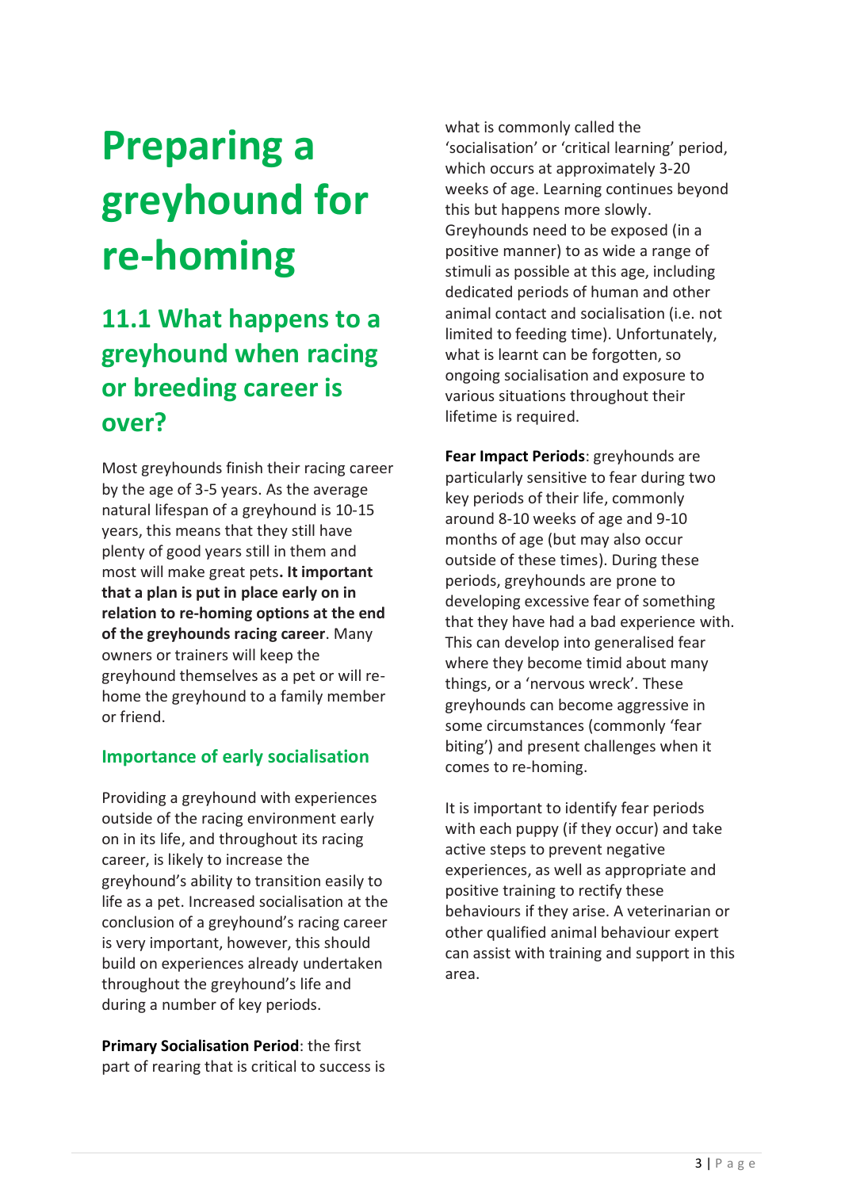# Preparing a greyhound for re-homing

## 11.1 What happens to a greyhound when racing or breeding career is over?

Most greyhounds finish their racing career by the age of 3-5 years. As the average natural lifespan of a greyhound is 10-15 years, this means that they still have plenty of good years still in them and most will make great pets**. It important that a plan is put in place early on in relation to re-homing options at the end of the greyhounds racing career**. Many owners or trainers will keep the greyhound themselves as a pet or will re-home the greyhound to a family member or friend.

### Importance of early socialisation

Providing a greyhound with experiences outside of the racing environment early on in its life, and throughout its racing career, is likely to increase the greyhound's ability to transition easily to life as a pet. Increased socialisation at the conclusion of a greyhound's racing career is very important, however, this should build on experiences already undertaken throughout the greyhound's life and during a number of key periods.

**Primary Socialisation Period**: the first part of rearing that is critical to success is what is commonly called the 'socialisation' or 'critical learning' period, which occurs at approximately 3-20 weeks of age. Learning continues beyond this but happens more slowly. Greyhounds need to be exposed (in a positive manner) to as wide a range of stimuli as possible at this age, including dedicated periods of human and other animal contact and socialisation (i.e. not limited to feeding time). Unfortunately, what is learnt can be forgotten, so ongoing socialisation and exposure to various situations throughout their lifetime is required.

**Fear Impact Periods**: greyhounds are particularly sensitive to fear during two key periods of their life, commonly around 8-10 weeks of age and 9-10 months of age (but may also occur outside of these times). During these periods, greyhounds are prone to developing excessive fear of something that they have had a bad experience with. This can develop into generalised fear where they become timid about many things, or a 'nervous wreck'. These greyhounds can become aggressive in some circumstances (commonly 'fear biting') and present challenges when it comes to re-homing.

It is important to identify fear periods with each puppy (if they occur) and take active steps to prevent negative experiences, as well as appropriate and positive training to rectify these behaviours if they arise. A veterinarian or other qualified animal behaviour expert can assist with training and support in this area.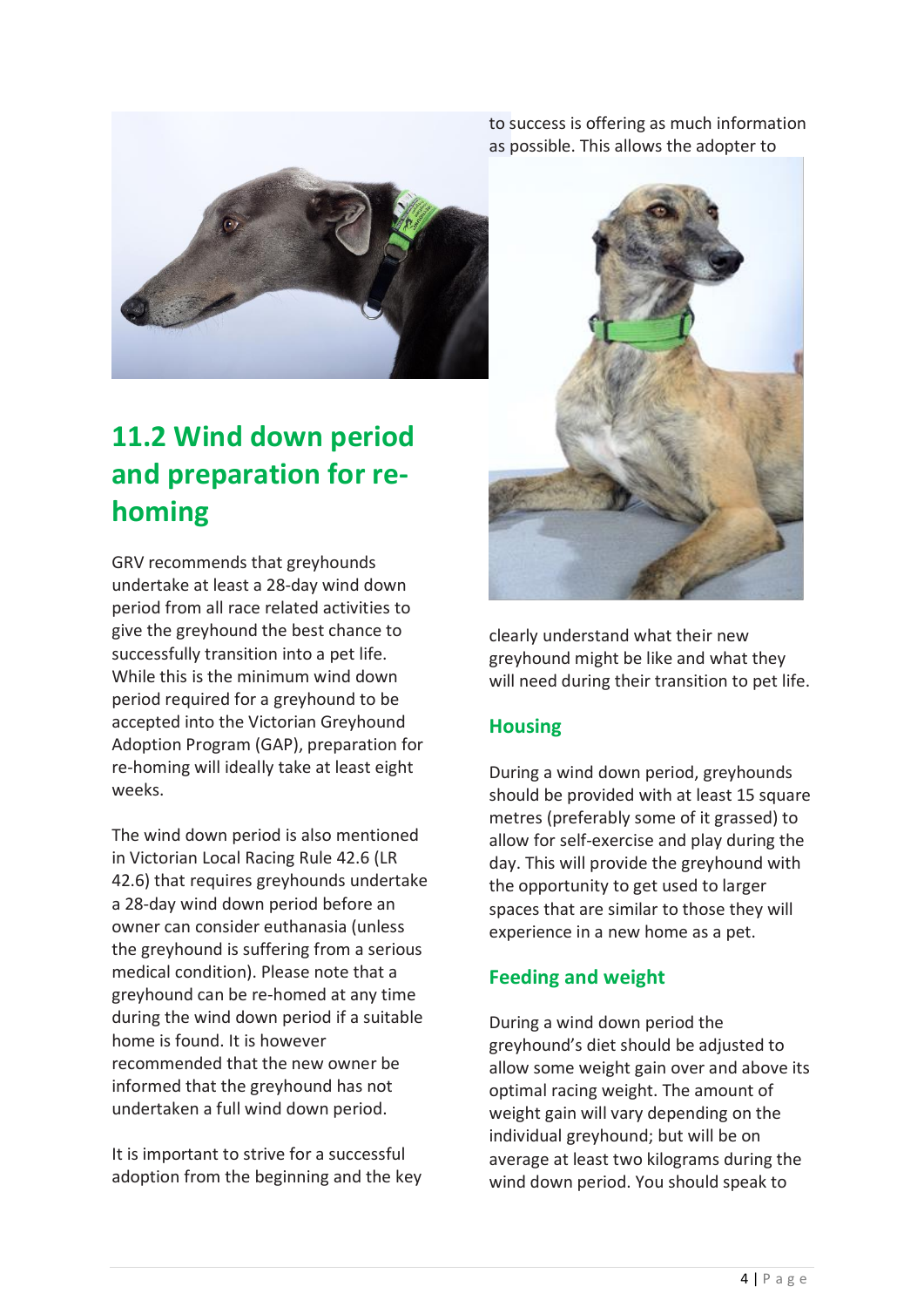## 11.2 Wind down period and preparation for re-homing

GRV recommends that greyhounds undertake at least a 28-day wind down period from all race related activities to give the greyhound the best chance to successfully transition into a pet life. While this is the minimum wind down period required for a greyhound to be accepted into the Victorian Greyhound Adoption Program (GAP), preparation for re-homing will ideally take at least eight weeks.

The wind down period is also mentioned in Victorian Local Racing Rule 42.6 (LR 42.6) that requires greyhounds undertake a 28-day wind down period before an owner can consider euthanasia (unless the greyhound is suffering from a serious medical condition). Please note that a greyhound can be re-homed at any time during the wind down period if a suitable home is found. It is however recommended that the new owner be informed that the greyhound has not undertaken a full wind down period.

It is important to strive for a successful adoption from the beginning and the key to success is offering as much information as possible. This allows the adopter to clearly understand what their new greyhound might be like and what they will need during their transition to pet life.

### Housing

During a wind down period, greyhounds should be provided with at least 15 square metres (preferably some of it grassed) to allow for self-exercise and play during the day. This will provide the greyhound with the opportunity to get used to larger spaces that are similar to those they will experience in a new home as a pet.

### Feeding and weight

During a wind down period the greyhound's diet should be adjusted to allow some weight gain over and above its optimal racing weight. The amount of weight gain will vary depending on the individual greyhound; but will be on average at least two kilograms during the wind down period. You should speak to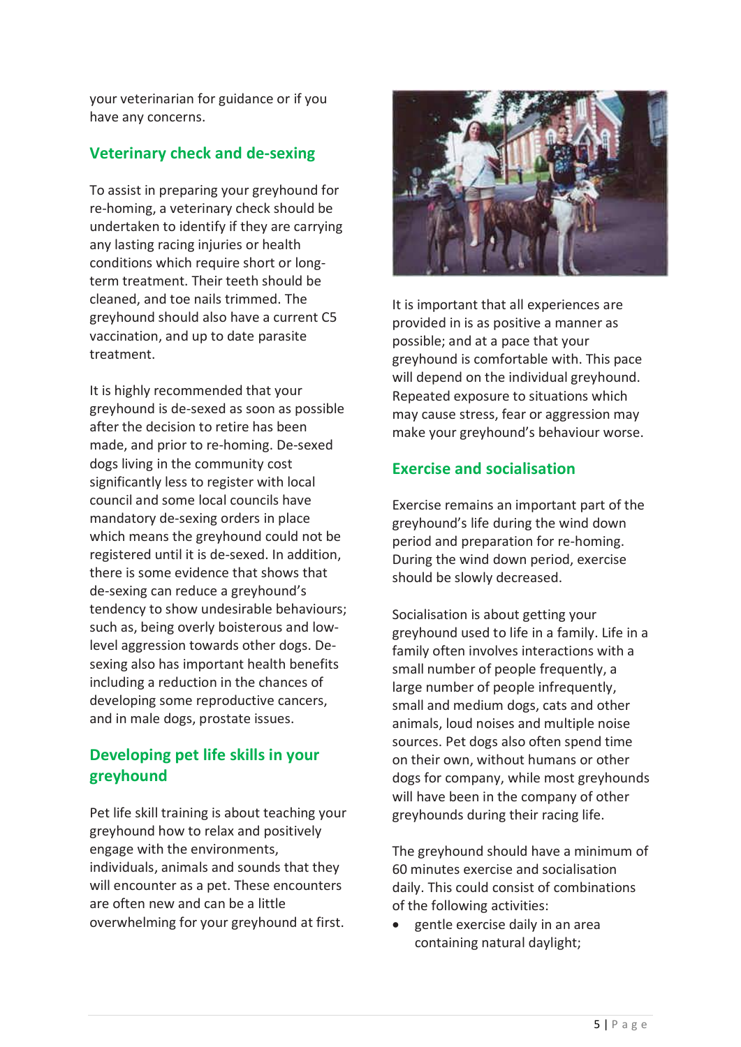your veterinarian for guidance or if you have any concerns.

## Veterinary check and de-sexing

To assist in preparing your greyhound for re-homing, a veterinary check should be undertaken to identify if they are carrying any lasting racing injuries or health conditions which require short or long-term treatment. Their teeth should be cleaned, and toe nails trimmed. The greyhound should also have a current C5 vaccination, and up to date parasite treatment.

It is highly recommended that your greyhound is de-sexed as soon as possible after the decision to retire has been made, and prior to re-homing. De-sexed dogs living in the community cost significantly less to register with local council and some local councils have mandatory de-sexing orders in place which means the greyhound could not be registered until it is de-sexed. In addition, there is some evidence that shows that de-sexing can reduce a greyhound's tendency to show undesirable behaviours; such as, being overly boisterous and low-level aggression towards other dogs. De-sexing also has important health benefits including a reduction in the chances of developing some reproductive cancers, and in male dogs, prostate issues.

## Developing pet life skills in your greyhound

Pet life skill training is about teaching your greyhound how to relax and positively engage with the environments, individuals, animals and sounds that they will encounter as a pet. These encounters are often new and can be a little overwhelming for your greyhound at first.

It is important that all experiences are provided in is as positive a manner as possible; and at a pace that your greyhound is comfortable with. This pace will depend on the individual greyhound. Repeated exposure to situations which may cause stress, fear or aggression may make your greyhound's behaviour worse.

## Exercise and socialisation

Exercise remains an important part of the greyhound's life during the wind down period and preparation for re-homing. During the wind down period, exercise should be slowly decreased.

Socialisation is about getting your greyhound used to life in a family. Life in a family often involves interactions with a small number of people frequently, a large number of people infrequently, small and medium dogs, cats and other animals, loud noises and multiple noise sources. Pet dogs also often spend time on their own, without humans or other dogs for company, while most greyhounds will have been in the company of other greyhounds during their racing life.

The greyhound should have a minimum of 60 minutes exercise and socialisation daily. This could consist of combinations of the following activities:

- gentle exercise daily in an area containing natural daylight;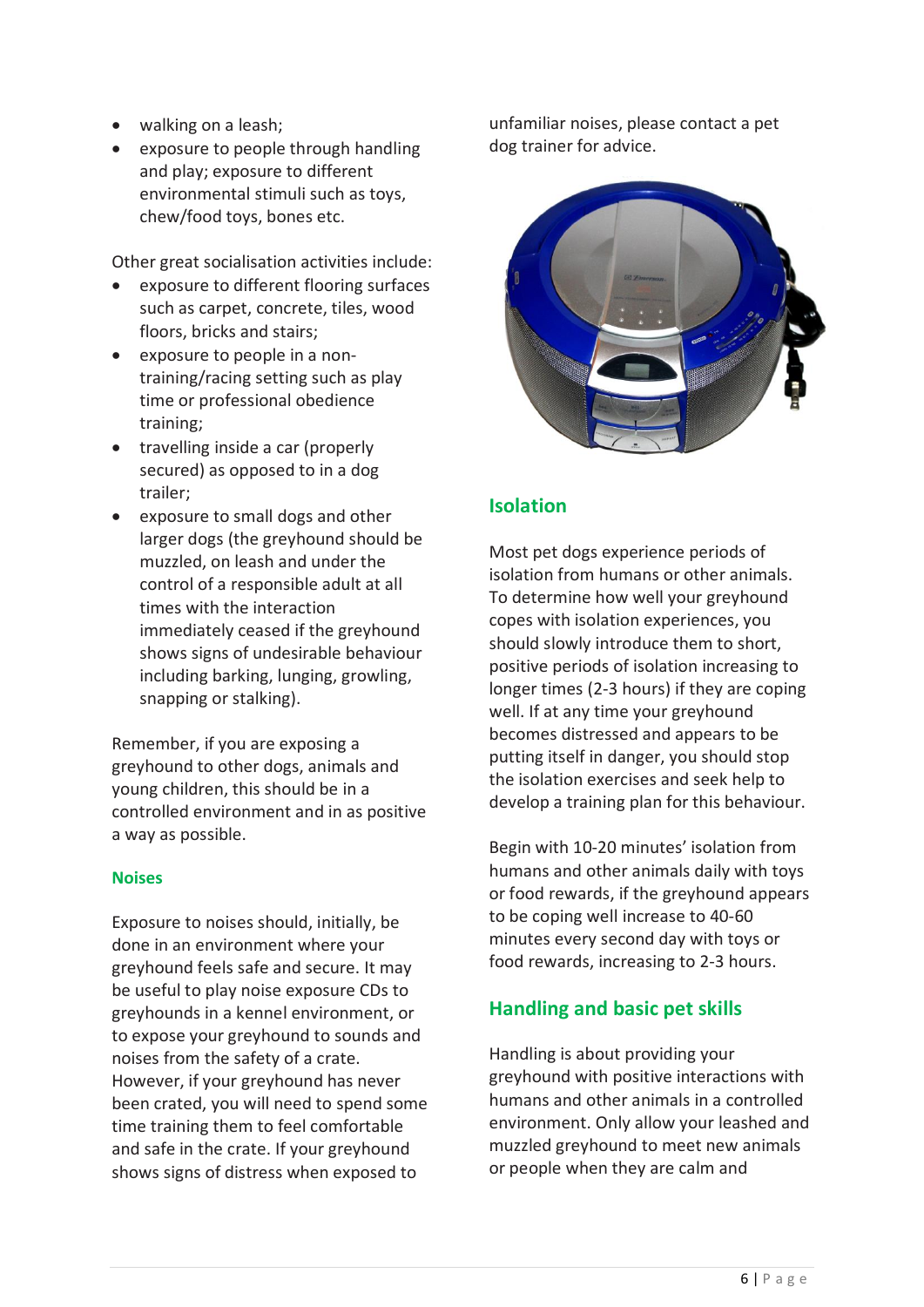- walking on a leash;
- exposure to people through handling and play; exposure to different environmental stimuli such as toys, chew/food toys, bones etc.

Other great socialisation activities include:

- exposure to different flooring surfaces such as carpet, concrete, tiles, wood floors, bricks and stairs;
- exposure to people in a non-training/racing setting such as play time or professional obedience training;
- travelling inside a car (properly secured) as opposed to in a dog trailer;
- exposure to small dogs and other larger dogs (the greyhound should be muzzled, on leash and under the control of a responsible adult at all times with the interaction immediately ceased if the greyhound shows signs of undesirable behaviour including barking, lunging, growling, snapping or stalking).

Remember, if you are exposing a greyhound to other dogs, animals and young children, this should be in a controlled environment and in as positive a way as possible.

### Noises

Exposure to noises should, initially, be done in an environment where your greyhound feels safe and secure. It may be useful to play noise exposure CDs to greyhounds in a kennel environment, or to expose your greyhound to sounds and noises from the safety of a crate. However, if your greyhound has never been crated, you will need to spend some time training them to feel comfortable and safe in the crate. If your greyhound shows signs of distress when exposed to unfamiliar noises, please contact a pet dog trainer for advice.

## Isolation

Most pet dogs experience periods of isolation from humans or other animals. To determine how well your greyhound copes with isolation experiences, you should slowly introduce them to short, positive periods of isolation increasing to longer times (2-3 hours) if they are coping well. If at any time your greyhound becomes distressed and appears to be putting itself in danger, you should stop the isolation exercises and seek help to develop a training plan for this behaviour.

Begin with 10-20 minutes' isolation from humans and other animals daily with toys or food rewards, if the greyhound appears to be coping well increase to 40-60 minutes every second day with toys or food rewards, increasing to 2-3 hours.

## Handling and basic pet skills

Handling is about providing your greyhound with positive interactions with humans and other animals in a controlled environment. Only allow your leashed and muzzled greyhound to meet new animals or people when they are calm and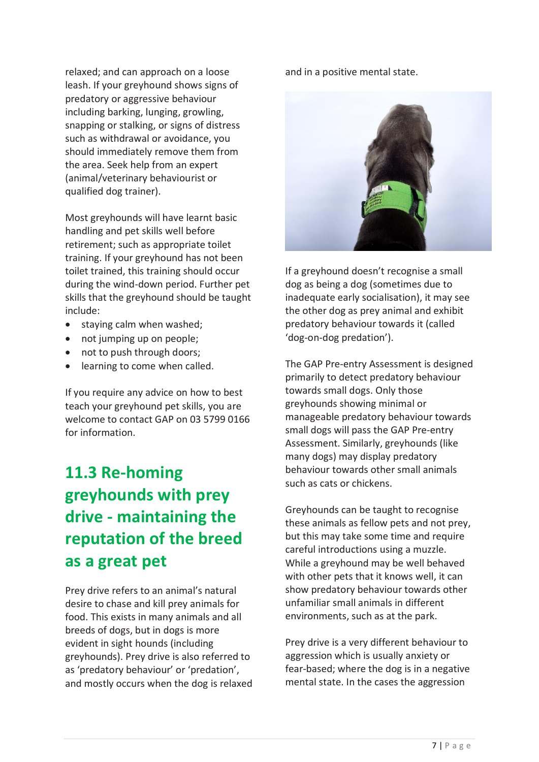relaxed; and can approach on a loose leash. If your greyhound shows signs of predatory or aggressive behaviour including barking, lunging, growling, snapping or stalking, or signs of distress such as withdrawal or avoidance, you should immediately remove them from the area. Seek help from an expert (animal/veterinary behaviourist or qualified dog trainer).

Most greyhounds will have learnt basic handling and pet skills well before retirement; such as appropriate toilet training. If your greyhound has not been toilet trained, this training should occur during the wind-down period. Further pet skills that the greyhound should be taught include:

- staying calm when washed;
- not jumping up on people;
- not to push through doors;
- learning to come when called.

If you require any advice on how to best teach your greyhound pet skills, you are welcome to contact GAP on 03 5799 0166 for information.

## 11.3 Re-homing greyhounds with prey drive - maintaining the reputation of the breed as a great pet

Prey drive refers to an animal's natural desire to chase and kill prey animals for food. This exists in many animals and all breeds of dogs, but in dogs is more evident in sight hounds (including greyhounds). Prey drive is also referred to as 'predatory behaviour' or 'predation', and mostly occurs when the dog is relaxed and in a positive mental state.

If a greyhound doesn't recognise a small dog as being a dog (sometimes due to inadequate early socialisation), it may see the other dog as prey animal and exhibit predatory behaviour towards it (called 'dog-on-dog predation').

The GAP Pre-entry Assessment is designed primarily to detect predatory behaviour towards small dogs. Only those greyhounds showing minimal or manageable predatory behaviour towards small dogs will pass the GAP Pre-entry Assessment. Similarly, greyhounds (like many dogs) may display predatory behaviour towards other small animals such as cats or chickens.

Greyhounds can be taught to recognise these animals as fellow pets and not prey, but this may take some time and require careful introductions using a muzzle. While a greyhound may be well behaved with other pets that it knows well, it can show predatory behaviour towards other unfamiliar small animals in different environments, such as at the park.

Prey drive is a very different behaviour to aggression which is usually anxiety or fear-based; where the dog is in a negative mental state. In the cases the aggression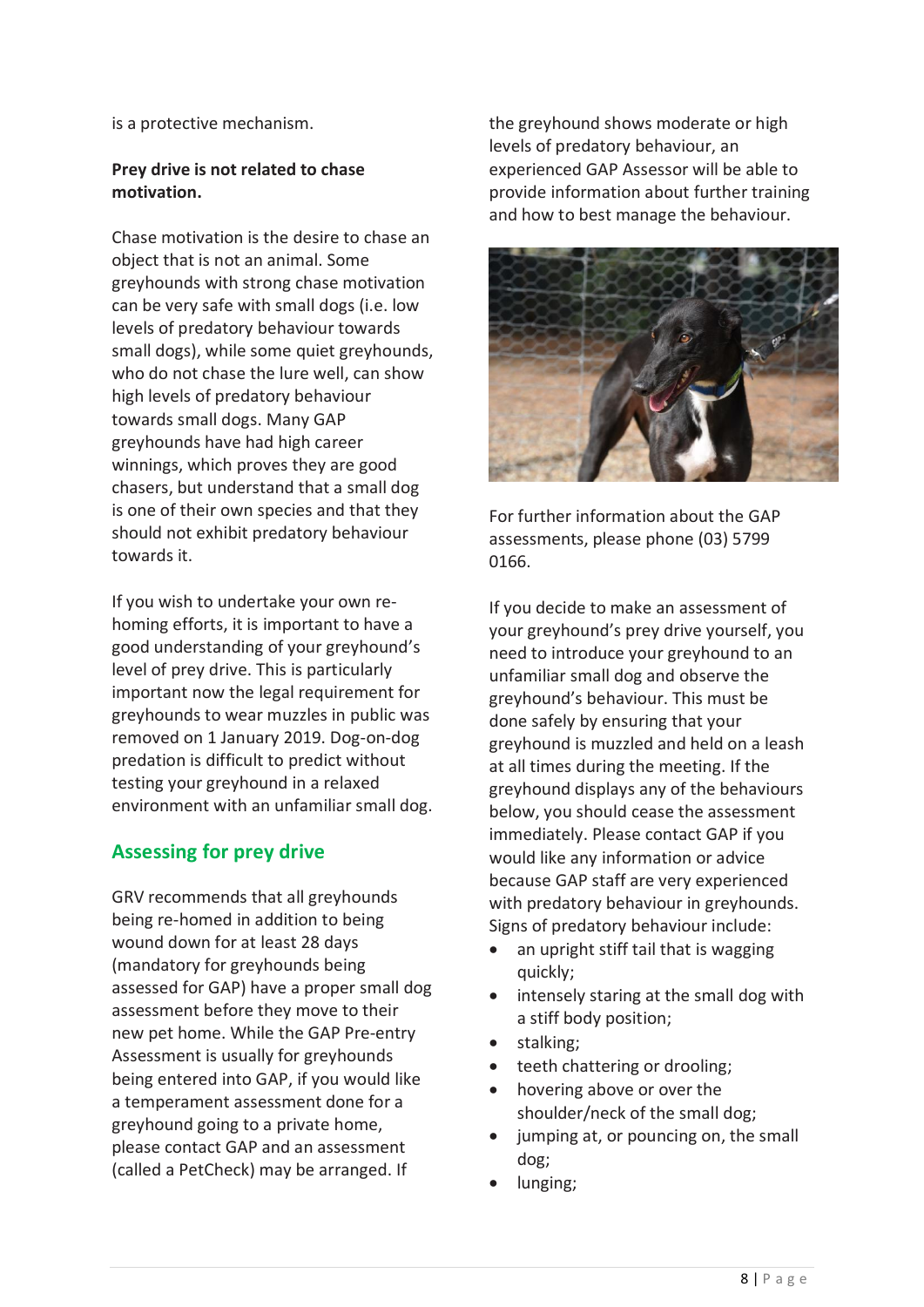is a protective mechanism.

**Prey drive is not related to chase motivation.**

Chase motivation is the desire to chase an object that is not an animal. Some greyhounds with strong chase motivation can be very safe with small dogs (i.e. low levels of predatory behaviour towards small dogs), while some quiet greyhounds, who do not chase the lure well, can show high levels of predatory behaviour towards small dogs. Many GAP greyhounds have had high career winnings, which proves they are good chasers, but understand that a small dog is one of their own species and that they should not exhibit predatory behaviour towards it.

If you wish to undertake your own re-homing efforts, it is important to have a good understanding of your greyhound's level of prey drive. This is particularly important now the legal requirement for greyhounds to wear muzzles in public was removed on 1 January 2019. Dog-on-dog predation is difficult to predict without testing your greyhound in a relaxed environment with an unfamiliar small dog.

## Assessing for prey drive

GRV recommends that all greyhounds being re-homed in addition to being wound down for at least 28 days (mandatory for greyhounds being assessed for GAP) have a proper small dog assessment before they move to their new pet home. While the GAP Pre-entry Assessment is usually for greyhounds being entered into GAP, if you would like a temperament assessment done for a greyhound going to a private home, please contact GAP and an assessment (called a PetCheck) may be arranged. If the greyhound shows moderate or high levels of predatory behaviour, an experienced GAP Assessor will be able to provide information about further training and how to best manage the behaviour.

For further information about the GAP assessments, please phone (03) 5799 0166.

If you decide to make an assessment of your greyhound's prey drive yourself, you need to introduce your greyhound to an unfamiliar small dog and observe the greyhound's behaviour. This must be done safely by ensuring that your greyhound is muzzled and held on a leash at all times during the meeting. If the greyhound displays any of the behaviours below, you should cease the assessment immediately. Please contact GAP if you would like any information or advice because GAP staff are very experienced with predatory behaviour in greyhounds. Signs of predatory behaviour include:

- an upright stiff tail that is wagging quickly;
- intensely staring at the small dog with a stiff body position;
- stalking;
- teeth chattering or drooling;
- hovering above or over the shoulder/neck of the small dog;
- jumping at, or pouncing on, the small dog;
- lunging;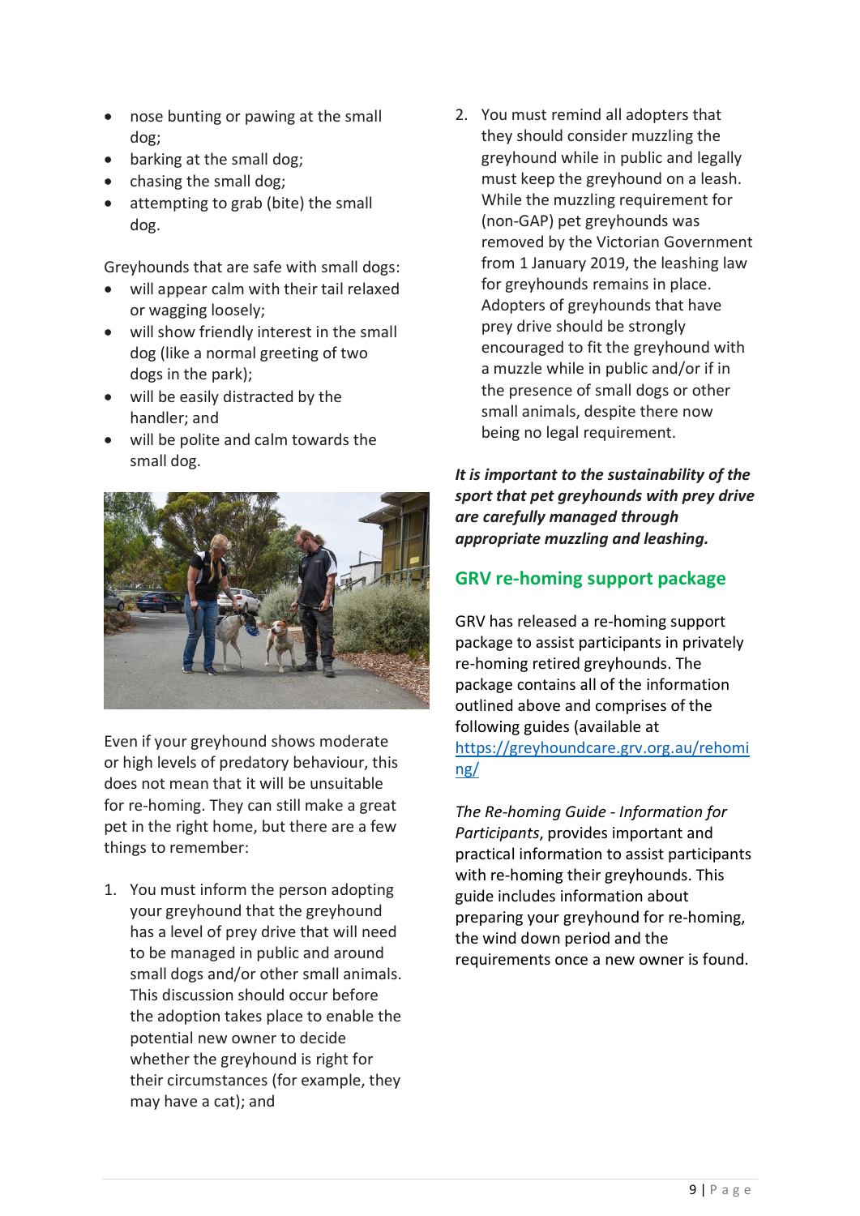- nose bunting or pawing at the small dog;
- barking at the small dog;
- chasing the small dog;
- attempting to grab (bite) the small dog.

Greyhounds that are safe with small dogs:

- will appear calm with their tail relaxed or wagging loosely;
- will show friendly interest in the small dog (like a normal greeting of two dogs in the park);
- will be easily distracted by the handler; and
- will be polite and calm towards the small dog.

Even if your greyhound shows moderate or high levels of predatory behaviour, this does not mean that it will be unsuitable for re-homing. They can still make a great pet in the right home, but there are a few things to remember:

1. You must inform the person adopting your greyhound that the greyhound has a level of prey drive that will need to be managed in public and around small dogs and/or other small animals. This discussion should occur before the adoption takes place to enable the potential new owner to decide whether the greyhound is right for their circumstances (for example, they may have a cat); and
2. You must remind all adopters that they should consider muzzling the greyhound while in public and legally must keep the greyhound on a leash. While the muzzling requirement for (non-GAP) pet greyhounds was removed by the Victorian Government from 1 January 2019, the leashing law for greyhounds remains in place. Adopters of greyhounds that have prey drive should be strongly encouraged to fit the greyhound with a muzzle while in public and/or if in the presence of small dogs or other small animals, despite there now being no legal requirement.

***It is important to the sustainability of the sport that pet greyhounds with prey drive are carefully managed through appropriate muzzling and leashing.***

## GRV re-homing support package

GRV has released a re-homing support package to assist participants in privately re-homing retired greyhounds. The package contains all of the information outlined above and comprises of the following guides (available at https://greyhoundcare.grv.org.au/rehoming/

*The Re-homing Guide - Information for Participants*, provides important and practical information to assist participants with re-homing their greyhounds. This guide includes information about preparing your greyhound for re-homing, the wind down period and the requirements once a new owner is found.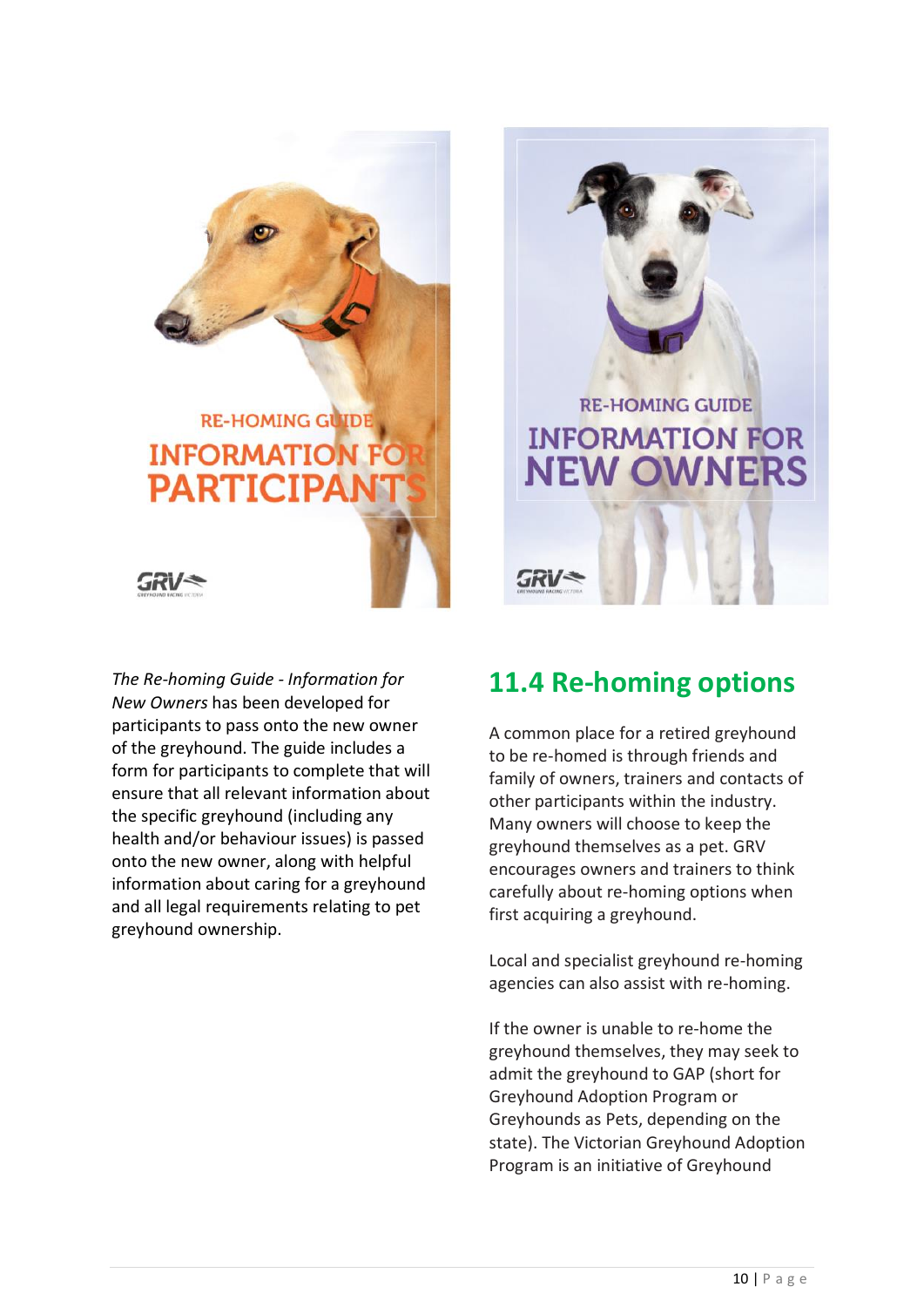*The Re-homing Guide - Information for New Owners* has been developed for participants to pass onto the new owner of the greyhound. The guide includes a form for participants to complete that will ensure that all relevant information about the specific greyhound (including any health and/or behaviour issues) is passed onto the new owner, along with helpful information about caring for a greyhound and all legal requirements relating to pet greyhound ownership.

## 11.4 Re-homing options

A common place for a retired greyhound to be re-homed is through friends and family of owners, trainers and contacts of other participants within the industry. Many owners will choose to keep the greyhound themselves as a pet. GRV encourages owners and trainers to think carefully about re-homing options when first acquiring a greyhound.

Local and specialist greyhound re-homing agencies can also assist with re-homing.

If the owner is unable to re-home the greyhound themselves, they may seek to admit the greyhound to GAP (short for Greyhound Adoption Program or Greyhounds as Pets, depending on the state). The Victorian Greyhound Adoption Program is an initiative of Greyhound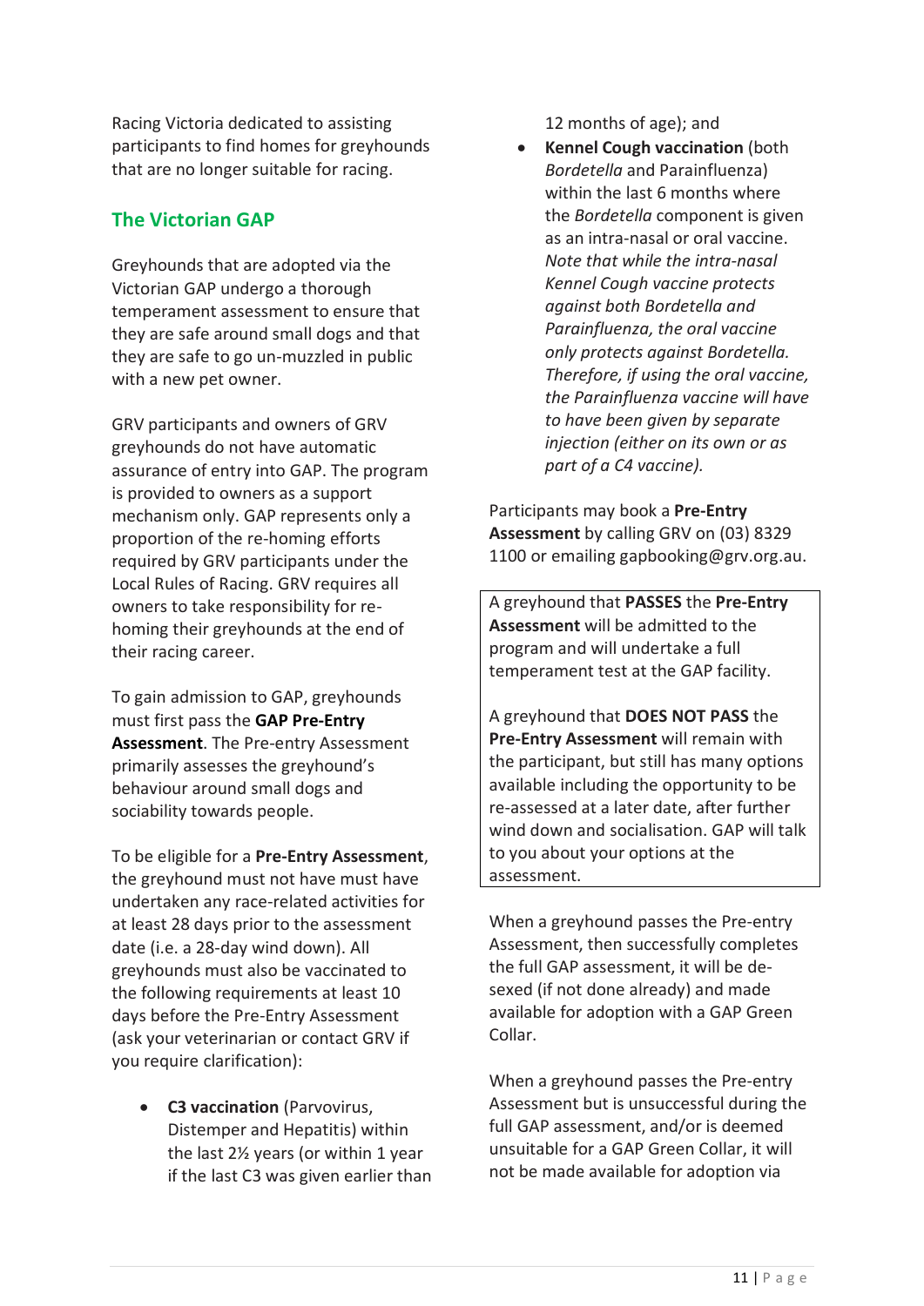Racing Victoria dedicated to assisting participants to find homes for greyhounds that are no longer suitable for racing.

## The Victorian GAP

Greyhounds that are adopted via the Victorian GAP undergo a thorough temperament assessment to ensure that they are safe around small dogs and that they are safe to go un-muzzled in public with a new pet owner.

GRV participants and owners of GRV greyhounds do not have automatic assurance of entry into GAP. The program is provided to owners as a support mechanism only. GAP represents only a proportion of the re-homing efforts required by GRV participants under the Local Rules of Racing. GRV requires all owners to take responsibility for re-homing their greyhounds at the end of their racing career.

To gain admission to GAP, greyhounds must first pass the **GAP Pre-Entry Assessment**. The Pre-entry Assessment primarily assesses the greyhound's behaviour around small dogs and sociability towards people.

To be eligible for a **Pre-Entry Assessment**, the greyhound must not have must have undertaken any race-related activities for at least 28 days prior to the assessment date (i.e. a 28-day wind down). All greyhounds must also be vaccinated to the following requirements at least 10 days before the Pre-Entry Assessment (ask your veterinarian or contact GRV if you require clarification):

- **C3 vaccination** (Parvovirus, Distemper and Hepatitis) within the last 2½ years (or within 1 year if the last C3 was given earlier than 12 months of age); and
- **Kennel Cough vaccination** (both *Bordetella* and Parainfluenza) within the last 6 months where the *Bordetella* component is given as an intra-nasal or oral vaccine. *Note that while the intra-nasal Kennel Cough vaccine protects against both Bordetella and Parainfluenza, the oral vaccine only protects against Bordetella. Therefore, if using the oral vaccine, the Parainfluenza vaccine will have to have been given by separate injection (either on its own or as part of a C4 vaccine).*

Participants may book a **Pre-Entry Assessment** by calling GRV on (03) 8329 1100 or emailing gapbooking@grv.org.au.

A greyhound that **PASSES** the **Pre-Entry Assessment** will be admitted to the program and will undertake a full temperament test at the GAP facility.

A greyhound that **DOES NOT PASS** the **Pre-Entry Assessment** will remain with the participant, but still has many options available including the opportunity to be re-assessed at a later date, after further wind down and socialisation. GAP will talk to you about your options at the assessment.

When a greyhound passes the Pre-entry Assessment, then successfully completes the full GAP assessment, it will be de-sexed (if not done already) and made available for adoption with a GAP Green Collar.

When a greyhound passes the Pre-entry Assessment but is unsuccessful during the full GAP assessment, and/or is deemed unsuitable for a GAP Green Collar, it will not be made available for adoption via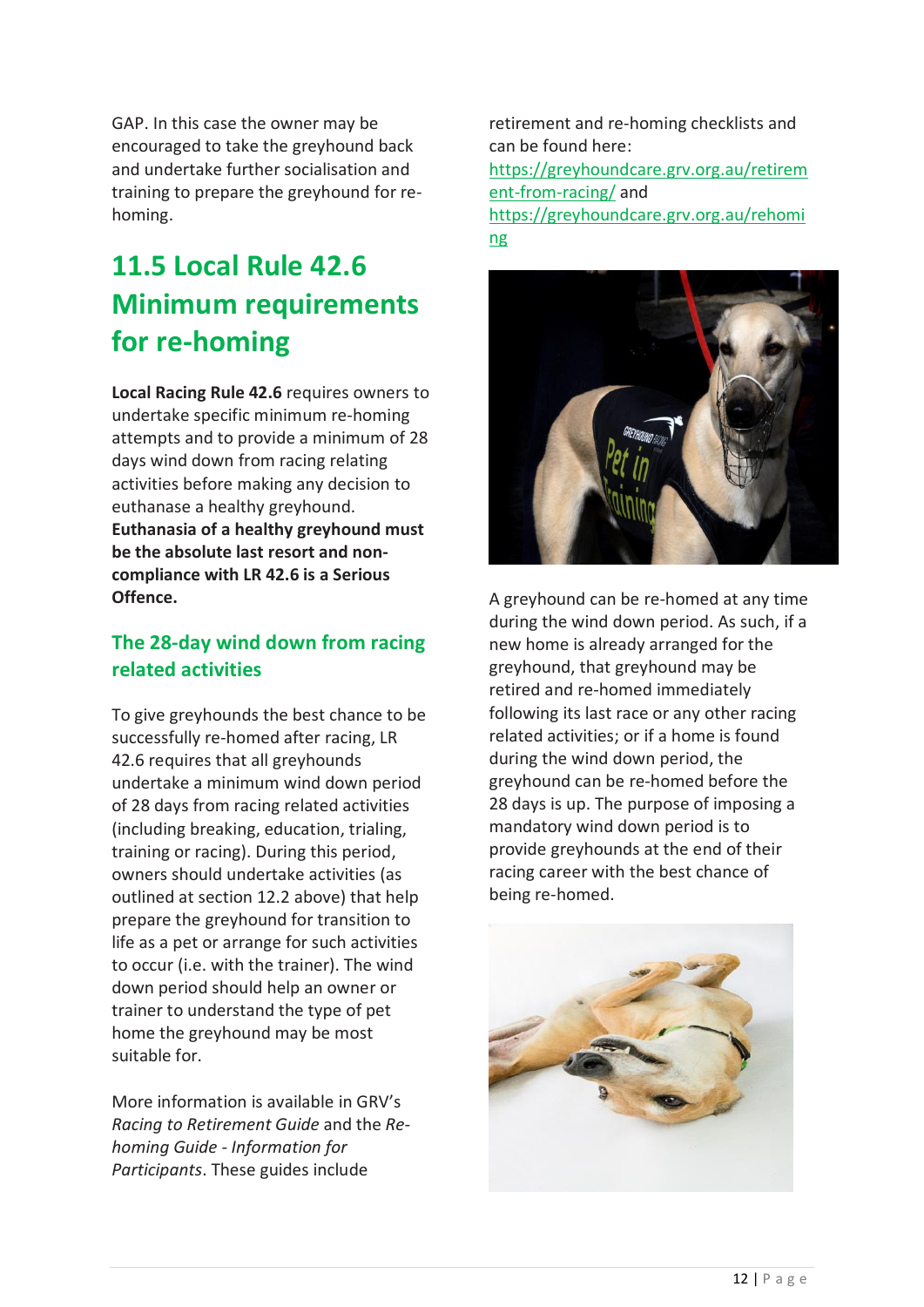GAP. In this case the owner may be encouraged to take the greyhound back and undertake further socialisation and training to prepare the greyhound for re-homing.

## 11.5 Local Rule 42.6 Minimum requirements for re-homing

**Local Racing Rule 42.6** requires owners to undertake specific minimum re-homing attempts and to provide a minimum of 28 days wind down from racing relating activities before making any decision to euthanase a healthy greyhound. **Euthanasia of a healthy greyhound must be the absolute last resort and non-compliance with LR 42.6 is a Serious Offence.**

### The 28-day wind down from racing related activities

To give greyhounds the best chance to be successfully re-homed after racing, LR 42.6 requires that all greyhounds undertake a minimum wind down period of 28 days from racing related activities (including breaking, education, trialing, training or racing). During this period, owners should undertake activities (as outlined at section 12.2 above) that help prepare the greyhound for transition to life as a pet or arrange for such activities to occur (i.e. with the trainer). The wind down period should help an owner or trainer to understand the type of pet home the greyhound may be most suitable for.

More information is available in GRV's *Racing to Retirement Guide* and the *Re-homing Guide - Information for Participants*. These guides include retirement and re-homing checklists and can be found here: https://greyhoundcare.grv.org.au/retirement-from-racing/ and https://greyhoundcare.grv.org.au/rehoming

A greyhound can be re-homed at any time during the wind down period. As such, if a new home is already arranged for the greyhound, that greyhound may be retired and re-homed immediately following its last race or any other racing related activities; or if a home is found during the wind down period, the greyhound can be re-homed before the 28 days is up. The purpose of imposing a mandatory wind down period is to provide greyhounds at the end of their racing career with the best chance of being re-homed.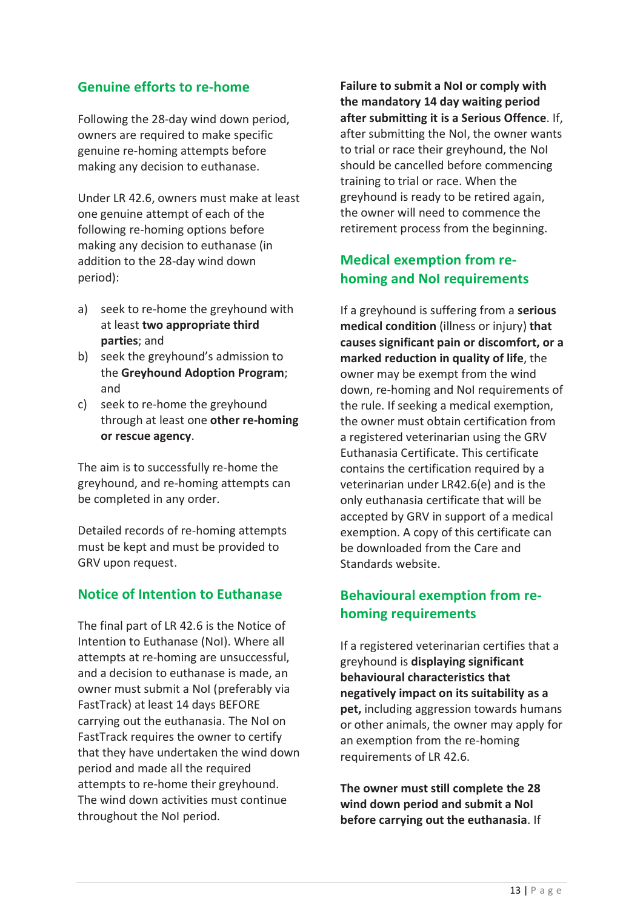## Genuine efforts to re-home

Following the 28-day wind down period, owners are required to make specific genuine re-homing attempts before making any decision to euthanase.

Under LR 42.6, owners must make at least one genuine attempt of each of the following re-homing options before making any decision to euthanase (in addition to the 28-day wind down period):

a) seek to re-home the greyhound with at least **two appropriate third parties**; and
b) seek the greyhound's admission to the **Greyhound Adoption Program**; and
c) seek to re-home the greyhound through at least one **other re-homing or rescue agency**.

The aim is to successfully re-home the greyhound, and re-homing attempts can be completed in any order.

Detailed records of re-homing attempts must be kept and must be provided to GRV upon request.

## Notice of Intention to Euthanase

The final part of LR 42.6 is the Notice of Intention to Euthanase (NoI). Where all attempts at re-homing are unsuccessful, and a decision to euthanase is made, an owner must submit a NoI (preferably via FastTrack) at least 14 days BEFORE carrying out the euthanasia. The NoI on FastTrack requires the owner to certify that they have undertaken the wind down period and made all the required attempts to re-home their greyhound. The wind down activities must continue throughout the NoI period.

**Failure to submit a NoI or comply with the mandatory 14 day waiting period after submitting it is a Serious Offence**. If, after submitting the NoI, the owner wants to trial or race their greyhound, the NoI should be cancelled before commencing training to trial or race. When the greyhound is ready to be retired again, the owner will need to commence the retirement process from the beginning.

## Medical exemption from re-homing and NoI requirements

If a greyhound is suffering from a **serious medical condition** (illness or injury) **that causes significant pain or discomfort, or a marked reduction in quality of life**, the owner may be exempt from the wind down, re-homing and NoI requirements of the rule. If seeking a medical exemption, the owner must obtain certification from a registered veterinarian using the GRV Euthanasia Certificate. This certificate contains the certification required by a veterinarian under LR42.6(e) and is the only euthanasia certificate that will be accepted by GRV in support of a medical exemption. A copy of this certificate can be downloaded from the Care and Standards website.

## Behavioural exemption from re-homing requirements

If a registered veterinarian certifies that a greyhound is **displaying significant behavioural characteristics that negatively impact on its suitability as a pet,** including aggression towards humans or other animals, the owner may apply for an exemption from the re-homing requirements of LR 42.6.

**The owner must still complete the 28 wind down period and submit a NoI before carrying out the euthanasia**. If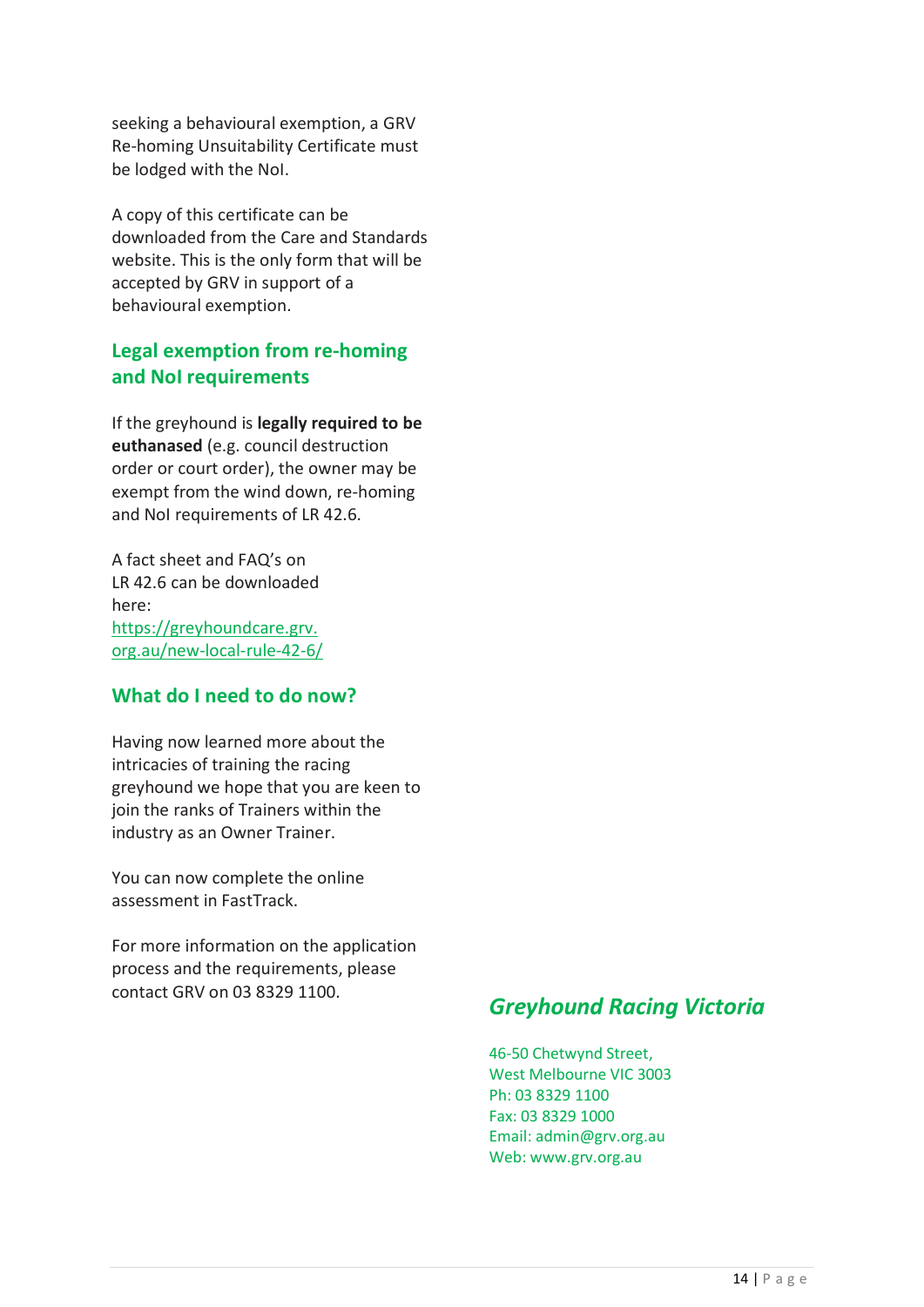seeking a behavioural exemption, a GRV Re-homing Unsuitability Certificate must be lodged with the NoI.

A copy of this certificate can be downloaded from the Care and Standards website. This is the only form that will be accepted by GRV in support of a behavioural exemption.

## Legal exemption from re-homing and NoI requirements

If the greyhound is **legally required to be euthanased** (e.g. council destruction order or court order), the owner may be exempt from the wind down, re-homing and NoI requirements of LR 42.6.

A fact sheet and FAQ's on LR 42.6 can be downloaded here: [https://greyhoundcare.grv.org.au/new-local-rule-42-6/](https://greyhoundcare.grv.org.au/new-local-rule-42-6/)

## What do I need to do now?

Having now learned more about the intricacies of training the racing greyhound we hope that you are keen to join the ranks of Trainers within the industry as an Owner Trainer.

You can now complete the online assessment in FastTrack.

For more information on the application process and the requirements, please contact GRV on 03 8329 1100.

## *Greyhound Racing Victoria*

46-50 Chetwynd Street,
West Melbourne VIC 3003
Ph: 03 8329 1100
Fax: 03 8329 1000
Email: admin@grv.org.au
Web: www.grv.org.au